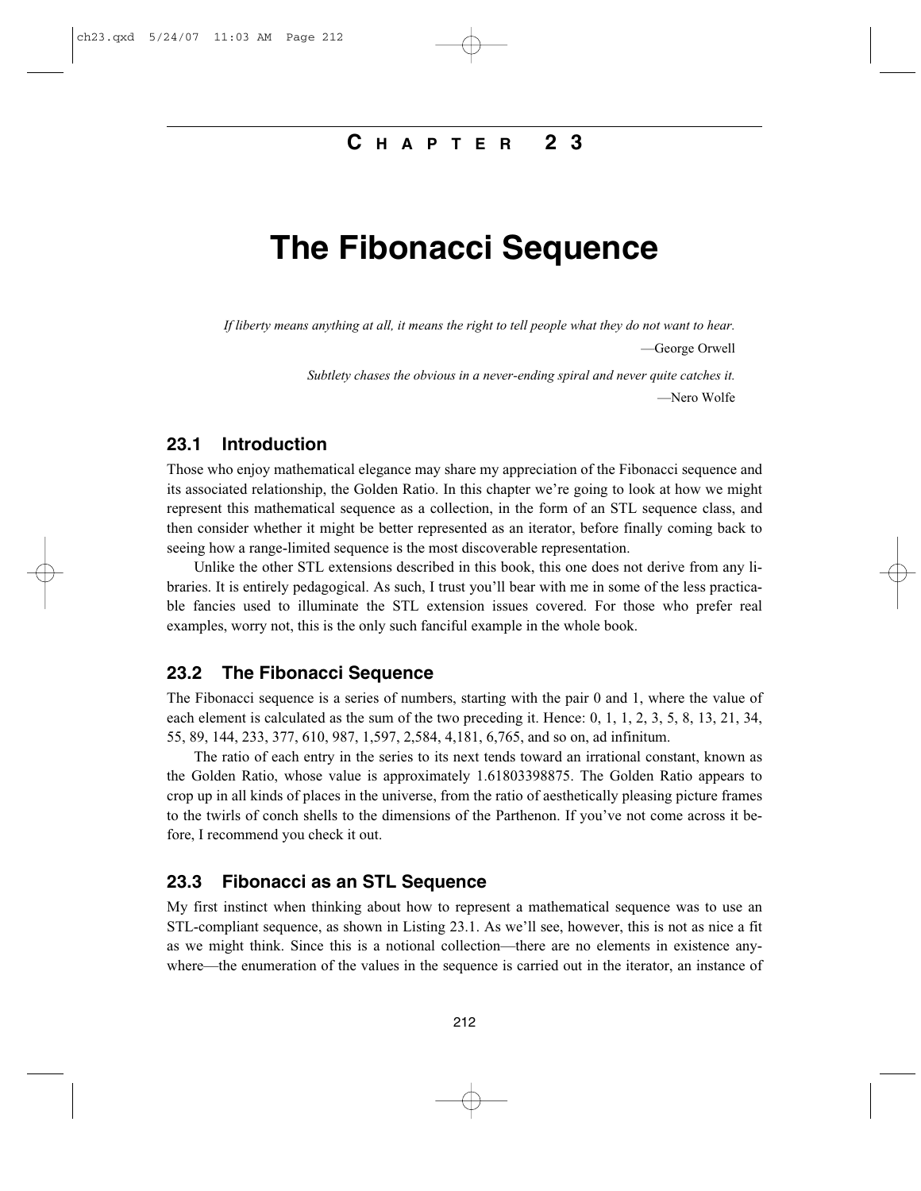# Chapter 23

# The Fibonacci Sequence

*If liberty means anything at all, it means the right to tell people what they do not want to hear.*

—George Orwell

*Subtlety chases the obvious in a never-ending spiral and never quite catches it.*

—Nero Wolfe

## 23.1 Introduction

Those who enjoy mathematical elegance may share my appreciation of the Fibonacci sequence and its associated relationship, the Golden Ratio. In this chapter we're going to look at how we might represent this mathematical sequence as a collection, in the form of an STL sequence class, and then consider whether it might be better represented as an iterator, before finally coming back to seeing how a range-limited sequence is the most discoverable representation.

Unlike the other STL extensions described in this book, this one does not derive from any libraries. It is entirely pedagogical. As such, I trust you'll bear with me in some of the less practicable fancies used to illuminate the STL extension issues covered. For those who prefer real examples, worry not, this is the only such fanciful example in the whole book.

## 23.2 The Fibonacci Sequence

The Fibonacci sequence is a series of numbers, starting with the pair 0 and 1, where the value of each element is calculated as the sum of the two preceding it. Hence: 0, 1, 1, 2, 3, 5, 8, 13, 21, 34, 55, 89, 144, 233, 377, 610, 987, 1,597, 2,584, 4,181, 6,765, and so on, ad infinitum.

The ratio of each entry in the series to its next tends toward an irrational constant, known as the Golden Ratio, whose value is approximately 1.61803398875. The Golden Ratio appears to crop up in all kinds of places in the universe, from the ratio of aesthetically pleasing picture frames to the twirls of conch shells to the dimensions of the Parthenon. If you've not come across it before, I recommend you check it out.

## 23.3 Fibonacci as an STL Sequence

My first instinct when thinking about how to represent a mathematical sequence was to use an STL-compliant sequence, as shown in Listing 23.1. As we'll see, however, this is not as nice a fit as we might think. Since this is a notional collection—there are no elements in existence anywhere—the enumeration of the values in the sequence is carried out in the iterator, an instance of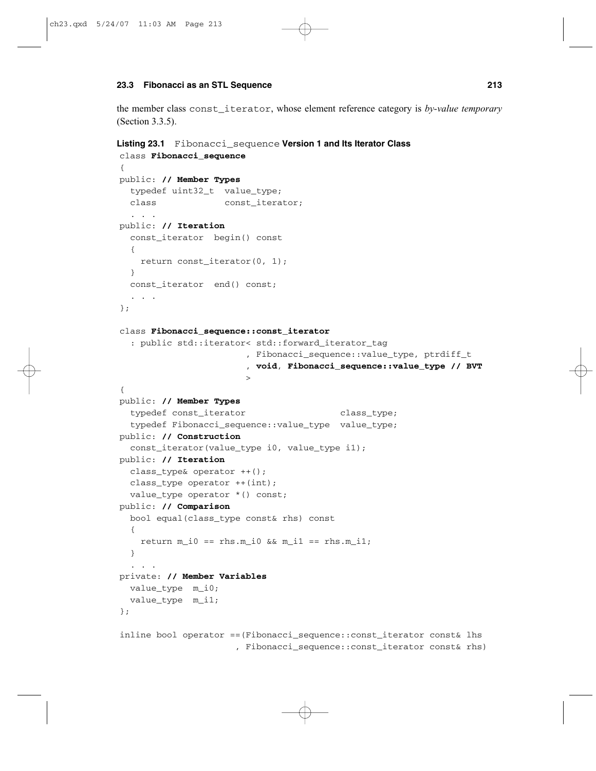the member class const_iterator, whose element reference category is *by-value temporary* (Section 3.3.5).

**Listing 23.1** Fibonacci_sequence **Version 1 and Its Iterator Class**

```
class Fibonacci_sequence
{
public: // Member Types
  typedef uint32_t  value_type;
  class             const_iterator;
  . . .
public: // Iteration
  const_iterator  begin() const
  {
    return const_iterator(0, 1);
  }
  const_iterator  end() const;
  . . .
};

class Fibonacci_sequence::const_iterator
  : public std::iterator< std::forward_iterator_tag
                        , Fibonacci_sequence::value_type, ptrdiff_t
                        , void, Fibonacci_sequence::value_type // BVT
                        >
{
public: // Member Types
  typedef const_iterator                  class_type;
  typedef Fibonacci_sequence::value_type  value_type;
public: // Construction
  const_iterator(value_type i0, value_type i1);
public: // Iteration
  class_type& operator ++();
  class_type operator ++(int);
  value_type operator *() const;
public: // Comparison
  bool equal(class_type const& rhs) const
  {
    return m_i0 == rhs.m_i0 && m_i1 == rhs.m_i1;
  }
  . . .
private: // Member Variables
  value_type  m_i0;
  value_type  m_i1;
};

inline bool operator ==(Fibonacci_sequence::const_iterator const& lhs
                      , Fibonacci_sequence::const_iterator const& rhs)
```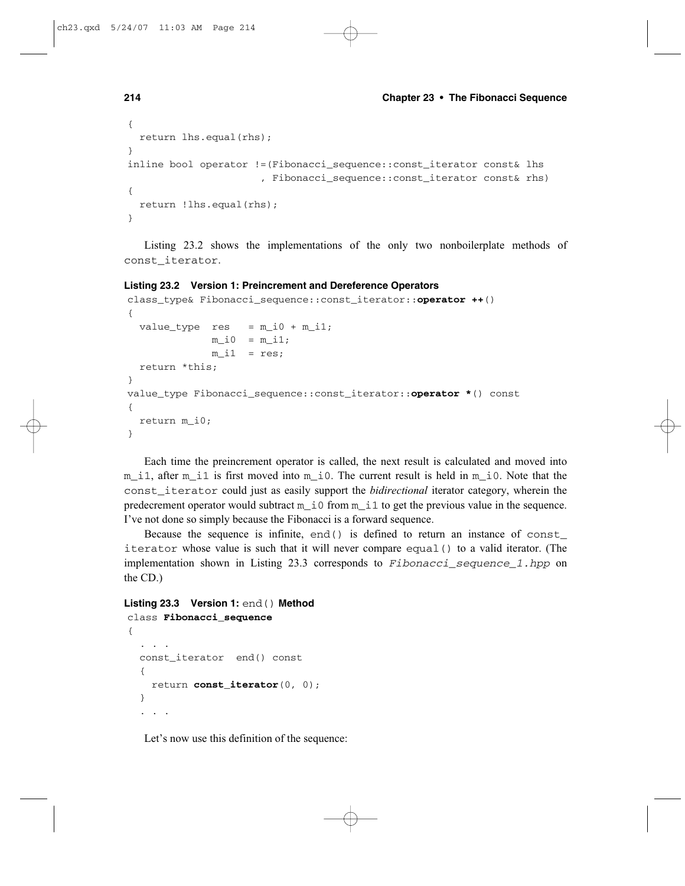```
{
  return lhs.equal(rhs);
}
inline bool operator !=(Fibonacci_sequence::const_iterator const& lhs
                      , Fibonacci_sequence::const_iterator const& rhs)
{
  return !lhs.equal(rhs);
}
```

Listing 23.2 shows the implementations of the only two nonboilerplate methods of `const_iterator`.

**Listing 23.2 Version 1: Preincrement and Dereference Operators**

```
class_type& Fibonacci_sequence::const_iterator::operator ++()
{
  value_type  res   = m_i0 + m_i1;
              m_i0  = m_i1;
              m_i1  = res;
  return *this;
}
value_type Fibonacci_sequence::const_iterator::operator *() const
{
  return m_i0;
}
```

Each time the preincrement operator is called, the next result is calculated and moved into `m_i1`, after `m_i1` is first moved into `m_i0`. The current result is held in `m_i0`. Note that the `const_iterator` could just as easily support the *bidirectional* iterator category, wherein the predecrement operator would subtract `m_i0` from `m_i1` to get the previous value in the sequence. I've not done so simply because the Fibonacci is a forward sequence.

Because the sequence is infinite, `end()` is defined to return an instance of `const_iterator` whose value is such that it will never compare `equal()` to a valid iterator. (The implementation shown in Listing 23.3 corresponds to *Fibonacci_sequence_1.hpp* on the CD.)

**Listing 23.3 Version 1: `end()` Method**

```
class Fibonacci_sequence
{
  . . .
  const_iterator  end() const
  {
    return const_iterator(0, 0);
  }
  . . .
```

Let's now use this definition of the sequence: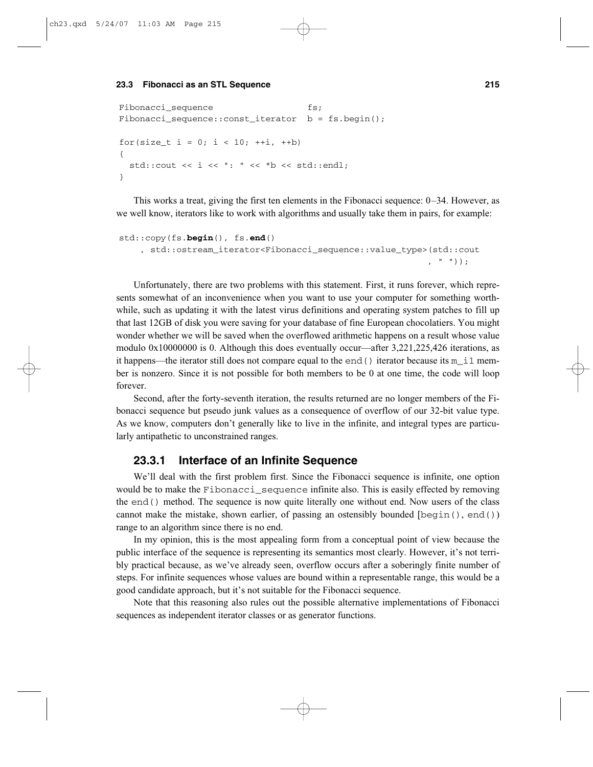```
Fibonacci_sequence                  fs;
Fibonacci_sequence::const_iterator  b = fs.begin();

for(size_t i = 0; i < 10; ++i, ++b)
{
  std::cout << i << ": " << *b << std::endl;
}
```

This works a treat, giving the first ten elements in the Fibonacci sequence: 0–34. However, as we well know, iterators like to work with algorithms and usually take them in pairs, for example:

```
std::copy(fs.begin(), fs.end()
    , std::ostream_iterator<Fibonacci_sequence::value_type>(std::cout
                                                            , " "));
```

Unfortunately, there are two problems with this statement. First, it runs forever, which represents somewhat of an inconvenience when you want to use your computer for something worthwhile, such as updating it with the latest virus definitions and operating system patches to fill up that last 12GB of disk you were saving for your database of fine European chocolatiers. You might wonder whether we will be saved when the overflowed arithmetic happens on a result whose value modulo 0x10000000 is 0. Although this does eventually occur—after 3,221,225,426 iterations, as it happens—the iterator still does not compare equal to the `end()` iterator because its `m_i1` member is nonzero. Since it is not possible for both members to be 0 at one time, the code will loop forever.

Second, after the forty-seventh iteration, the results returned are no longer members of the Fibonacci sequence but pseudo junk values as a consequence of overflow of our 32-bit value type. As we know, computers don't generally like to live in the infinite, and integral types are particularly antipathetic to unconstrained ranges.

### 23.3.1 Interface of an Infinite Sequence

We'll deal with the first problem first. Since the Fibonacci sequence is infinite, one option would be to make the `Fibonacci_sequence` infinite also. This is easily effected by removing the `end()` method. The sequence is now quite literally one without end. Now users of the class cannot make the mistake, shown earlier, of passing an ostensibly bounded [`begin()`, `end()`) range to an algorithm since there is no end.

In my opinion, this is the most appealing form from a conceptual point of view because the public interface of the sequence is representing its semantics most clearly. However, it's not terribly practical because, as we've already seen, overflow occurs after a soberingly finite number of steps. For infinite sequences whose values are bound within a representable range, this would be a good candidate approach, but it's not suitable for the Fibonacci sequence.

Note that this reasoning also rules out the possible alternative implementations of Fibonacci sequences as independent iterator classes or as generator functions.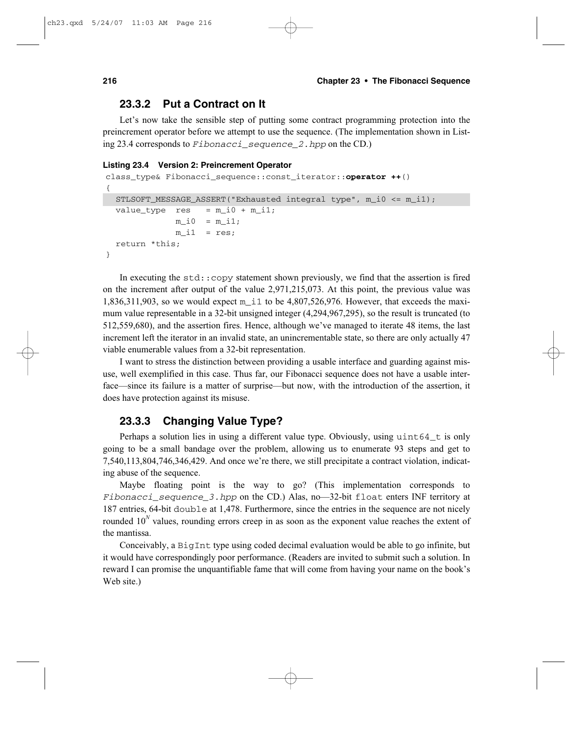### 23.3.2 Put a Contract on It

Let's now take the sensible step of putting some contract programming protection into the preincrement operator before we attempt to use the sequence. (The implementation shown in Listing 23.4 corresponds to *Fibonacci_sequence_2.hpp* on the CD.)

**Listing 23.4 Version 2: Preincrement Operator**

```
class_type& Fibonacci_sequence::const_iterator::operator ++()
{
  STLSOFT_MESSAGE_ASSERT("Exhausted integral type", m_i0 <= m_i1);
  value_type  res   = m_i0 + m_i1;
              m_i0  = m_i1;
              m_i1  = res;
  return *this;
}
```

In executing the `std::copy` statement shown previously, we find that the assertion is fired on the increment after output of the value 2,971,215,073. At this point, the previous value was 1,836,311,903, so we would expect `m_i1` to be 4,807,526,976. However, that exceeds the maximum value representable in a 32-bit unsigned integer (4,294,967,295), so the result is truncated (to 512,559,680), and the assertion fires. Hence, although we've managed to iterate 48 items, the last increment left the iterator in an invalid state, an unincrementable state, so there are only actually 47 viable enumerable values from a 32-bit representation.

I want to stress the distinction between providing a usable interface and guarding against misuse, well exemplified in this case. Thus far, our Fibonacci sequence does not have a usable interface—since its failure is a matter of surprise—but now, with the introduction of the assertion, it does have protection against its misuse.

### 23.3.3 Changing Value Type?

Perhaps a solution lies in using a different value type. Obviously, using `uint64_t` is only going to be a small bandage over the problem, allowing us to enumerate 93 steps and get to 7,540,113,804,746,346,429. And once we're there, we still precipitate a contract violation, indicating abuse of the sequence.

Maybe floating point is the way to go? (This implementation corresponds to *Fibonacci_sequence_3.hpp* on the CD.) Alas, no—32-bit `float` enters INF territory at 187 entries, 64-bit `double` at 1,478. Furthermore, since the entries in the sequence are not nicely rounded $10^N$ values, rounding errors creep in as soon as the exponent value reaches the extent of the mantissa.

Conceivably, a `BigInt` type using coded decimal evaluation would be able to go infinite, but it would have correspondingly poor performance. (Readers are invited to submit such a solution. In reward I can promise the unquantifiable fame that will come from having your name on the book's Web site.)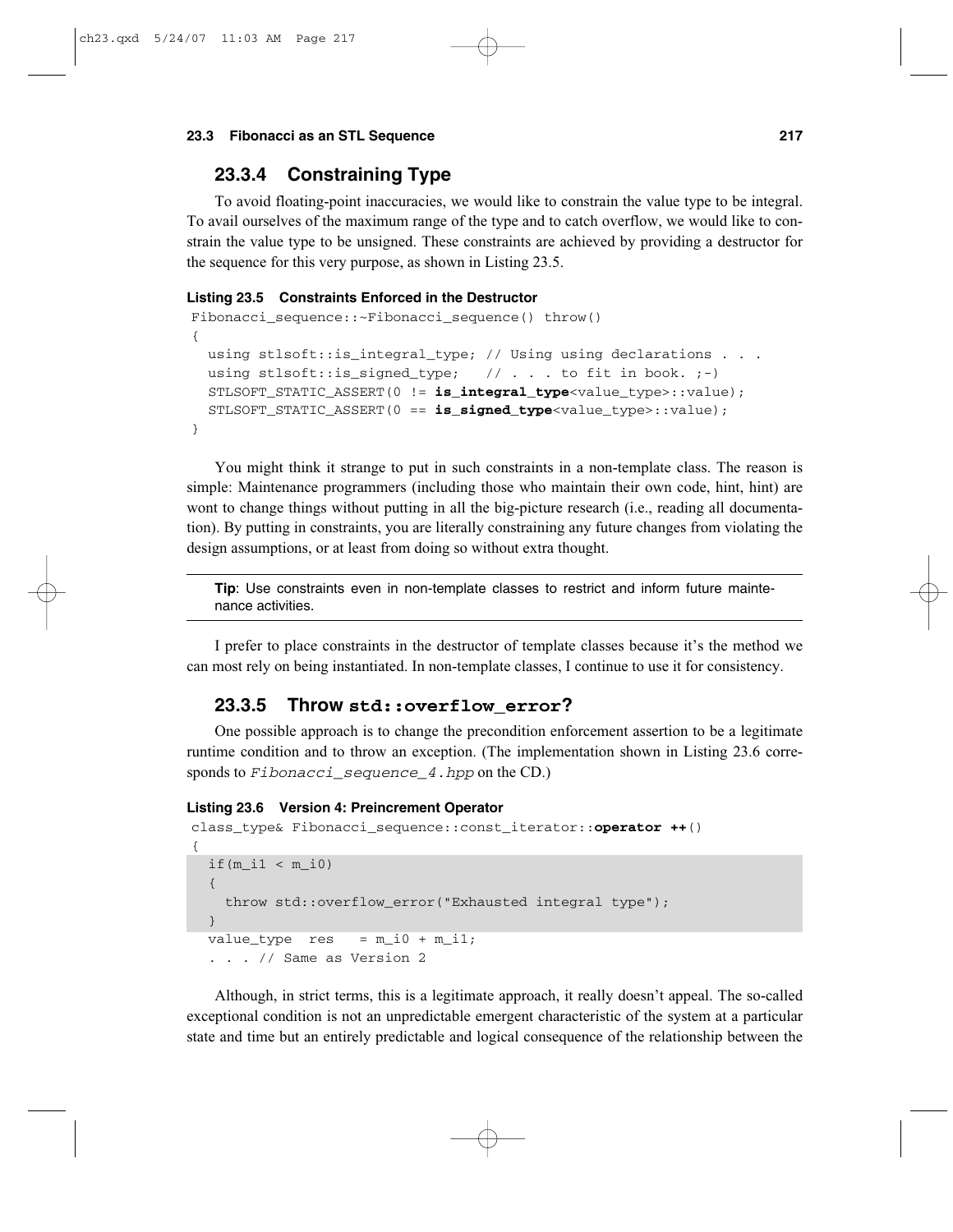### 23.3.4 Constraining Type

To avoid floating-point inaccuracies, we would like to constrain the value type to be integral. To avail ourselves of the maximum range of the type and to catch overflow, we would like to constrain the value type to be unsigned. These constraints are achieved by providing a destructor for the sequence for this very purpose, as shown in Listing 23.5.

**Listing 23.5 Constraints Enforced in the Destructor**

```
Fibonacci_sequence::~Fibonacci_sequence() throw()
{
  using stlsoft::is_integral_type; // Using using declarations . . .
  using stlsoft::is_signed_type;   // . . . to fit in book. ;-)
  STLSOFT_STATIC_ASSERT(0 != is_integral_type<value_type>::value);
  STLSOFT_STATIC_ASSERT(0 == is_signed_type<value_type>::value);
}
```

You might think it strange to put in such constraints in a non-template class. The reason is simple: Maintenance programmers (including those who maintain their own code, hint, hint) are wont to change things without putting in all the big-picture research (i.e., reading all documentation). By putting in constraints, you are literally constraining any future changes from violating the design assumptions, or at least from doing so without extra thought.

---

**Tip**: Use constraints even in non-template classes to restrict and inform future maintenance activities.

---

I prefer to place constraints in the destructor of template classes because it's the method we can most rely on being instantiated. In non-template classes, I continue to use it for consistency.

### 23.3.5 Throw `std::overflow_error`?

One possible approach is to change the precondition enforcement assertion to be a legitimate runtime condition and to throw an exception. (The implementation shown in Listing 23.6 corresponds to *Fibonacci_sequence_4.hpp* on the CD.)

**Listing 23.6 Version 4: Preincrement Operator**

```
class_type& Fibonacci_sequence::const_iterator::operator ++()
{
  if(m_i1 < m_i0)
  {
    throw std::overflow_error("Exhausted integral type");
  }
  value_type  res   = m_i0 + m_i1;
  . . . // Same as Version 2
```

Although, in strict terms, this is a legitimate approach, it really doesn't appeal. The so-called exceptional condition is not an unpredictable emergent characteristic of the system at a particular state and time but an entirely predictable and logical consequence of the relationship between the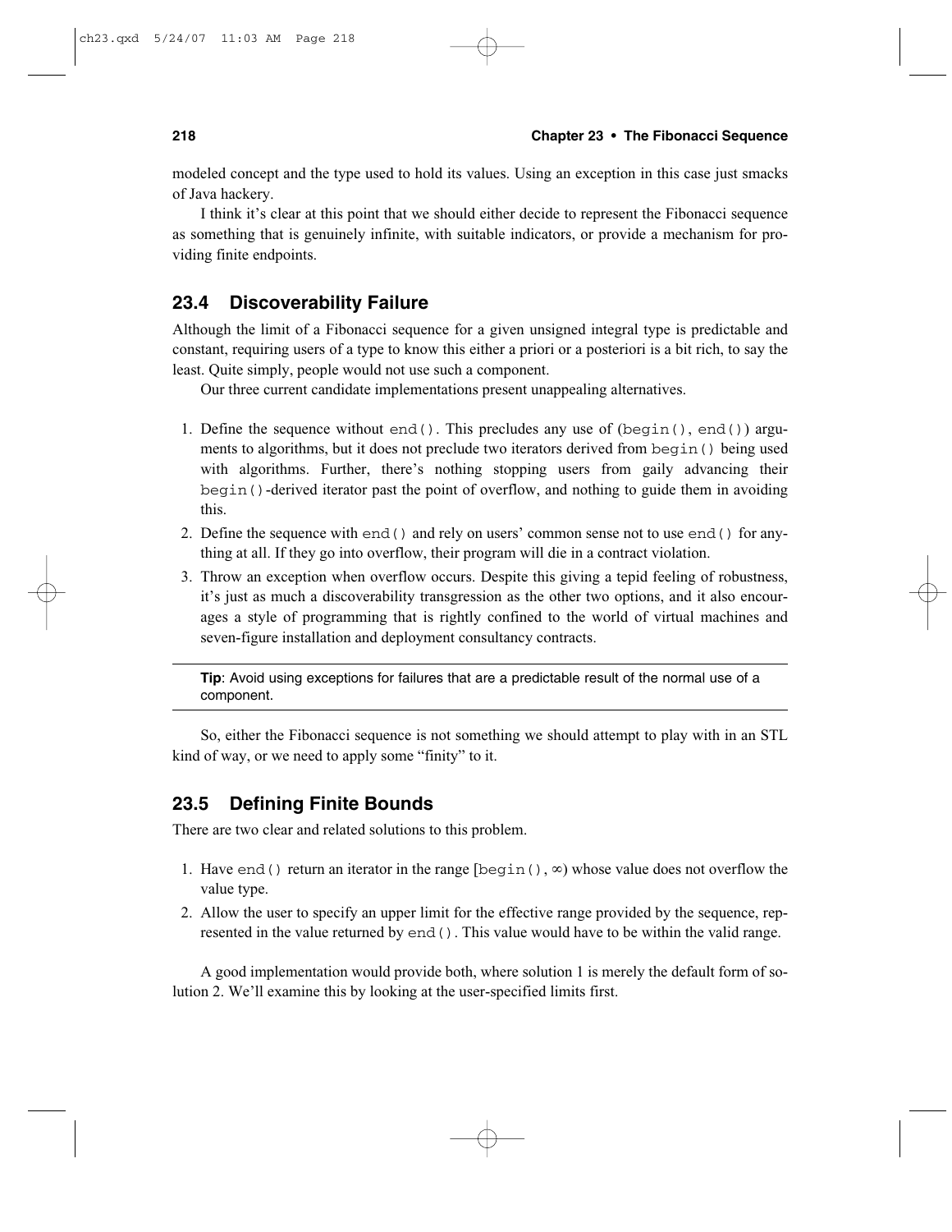modeled concept and the type used to hold its values. Using an exception in this case just smacks of Java hackery.

I think it's clear at this point that we should either decide to represent the Fibonacci sequence as something that is genuinely infinite, with suitable indicators, or provide a mechanism for providing finite endpoints.

## 23.4 Discoverability Failure

Although the limit of a Fibonacci sequence for a given unsigned integral type is predictable and constant, requiring users of a type to know this either a priori or a posteriori is a bit rich, to say the least. Quite simply, people would not use such a component.

Our three current candidate implementations present unappealing alternatives.

1. Define the sequence without `end()`. This precludes any use of (`begin()`, `end()`) arguments to algorithms, but it does not preclude two iterators derived from `begin()` being used with algorithms. Further, there's nothing stopping users from gaily advancing their `begin()`-derived iterator past the point of overflow, and nothing to guide them in avoiding this.
2. Define the sequence with `end()` and rely on users' common sense not to use `end()` for anything at all. If they go into overflow, their program will die in a contract violation.
3. Throw an exception when overflow occurs. Despite this giving a tepid feeling of robustness, it's just as much a discoverability transgression as the other two options, and it also encourages a style of programming that is rightly confined to the world of virtual machines and seven-figure installation and deployment consultancy contracts.

---

**Tip**: Avoid using exceptions for failures that are a predictable result of the normal use of a component.

---

So, either the Fibonacci sequence is not something we should attempt to play with in an STL kind of way, or we need to apply some "finity" to it.

## 23.5 Defining Finite Bounds

There are two clear and related solutions to this problem.

1. Have `end()` return an iterator in the range [`begin()`, $\infty$) whose value does not overflow the value type.
2. Allow the user to specify an upper limit for the effective range provided by the sequence, represented in the value returned by `end()`. This value would have to be within the valid range.

A good implementation would provide both, where solution 1 is merely the default form of solution 2. We'll examine this by looking at the user-specified limits first.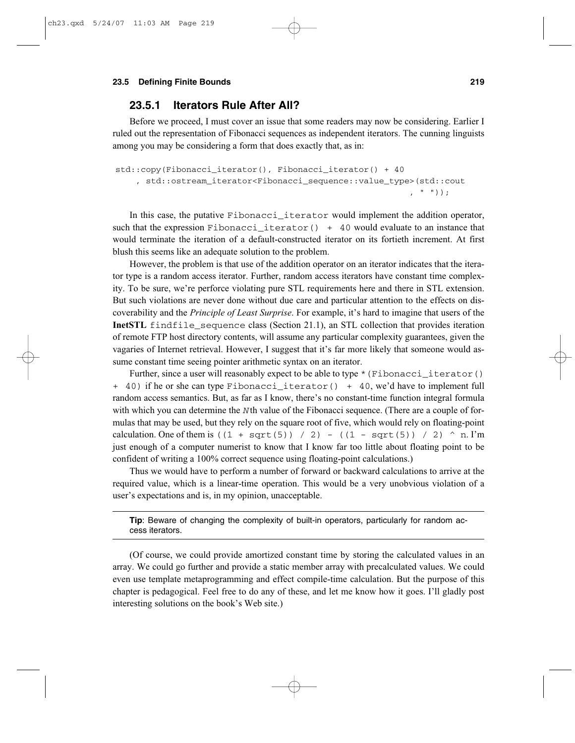### 23.5.1 Iterators Rule After All?

Before we proceed, I must cover an issue that some readers may now be considering. Earlier I ruled out the representation of Fibonacci sequences as independent iterators. The cunning linguists among you may be considering a form that does exactly that, as in:

```
std::copy(Fibonacci_iterator(), Fibonacci_iterator() + 40
    , std::ostream_iterator<Fibonacci_sequence::value_type>(std::cout
                                                            , " "));
```

In this case, the putative `Fibonacci_iterator` would implement the addition operator, such that the expression `Fibonacci_iterator() + 40` would evaluate to an instance that would terminate the iteration of a default-constructed iterator on its fortieth increment. At first blush this seems like an adequate solution to the problem.

However, the problem is that use of the addition operator on an iterator indicates that the iterator type is a random access iterator. Further, random access iterators have constant time complexity. To be sure, we're perforce violating pure STL requirements here and there in STL extension. But such violations are never done without due care and particular attention to the effects on discoverability and the *Principle of Least Surprise*. For example, it's hard to imagine that users of the **InetSTL** `findfile_sequence` class (Section 21.1), an STL collection that provides iteration of remote FTP host directory contents, will assume any particular complexity guarantees, given the vagaries of Internet retrieval. However, I suggest that it's far more likely that someone would assume constant time seeing pointer arithmetic syntax on an iterator.

Further, since a user will reasonably expect to be able to type `*(Fibonacci_iterator() + 40)` if he or she can type `Fibonacci_iterator() + 40`, we'd have to implement full random access semantics. But, as far as I know, there's no constant-time function integral formula with which you can determine the *N*th value of the Fibonacci sequence. (There are a couple of formulas that may be used, but they rely on the square root of five, which would rely on floating-point calculation. One of them is `((1 + sqrt(5)) / 2) - ((1 - sqrt(5)) / 2) ^ n`. I'm just enough of a computer numerist to know that I know far too little about floating point to be confident of writing a 100% correct sequence using floating-point calculations.)

Thus we would have to perform a number of forward or backward calculations to arrive at the required value, which is a linear-time operation. This would be a very unobvious violation of a user's expectations and is, in my opinion, unacceptable.

---

**Tip**: Beware of changing the complexity of built-in operators, particularly for random access iterators.

---

(Of course, we could provide amortized constant time by storing the calculated values in an array. We could go further and provide a static member array with precalculated values. We could even use template metaprogramming and effect compile-time calculation. But the purpose of this chapter is pedagogical. Feel free to do any of these, and let me know how it goes. I'll gladly post interesting solutions on the book's Web site.)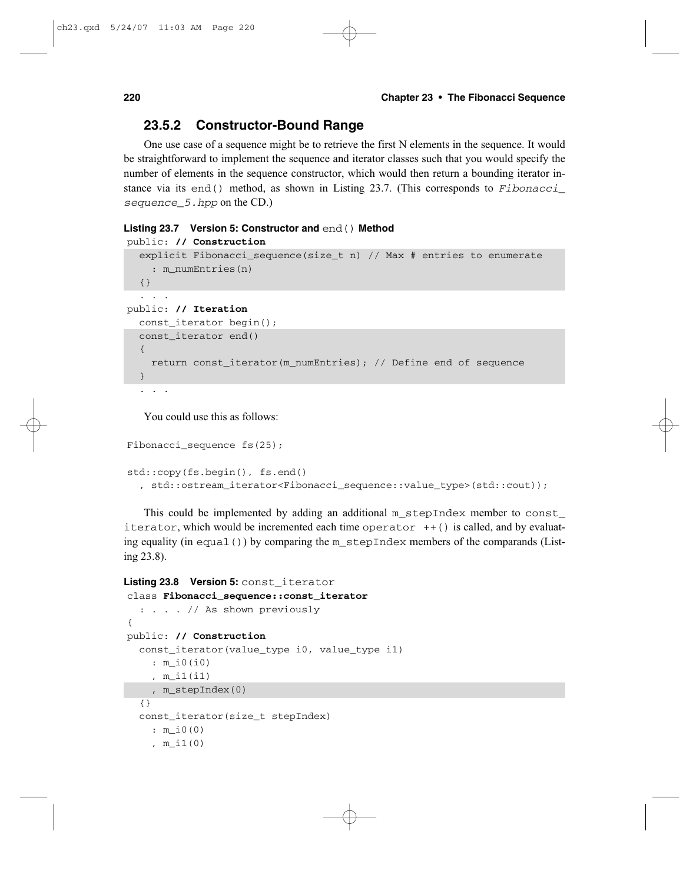### 23.5.2 Constructor-Bound Range

One use case of a sequence might be to retrieve the first N elements in the sequence. It would be straightforward to implement the sequence and iterator classes such that you would specify the number of elements in the sequence constructor, which would then return a bounding iterator instance via its `end()` method, as shown in Listing 23.7. (This corresponds to *Fibonacci_sequence_5.hpp* on the CD.)

**Listing 23.7 Version 5: Constructor and `end()` Method**

```
public: // Construction
  explicit Fibonacci_sequence(size_t n) // Max # entries to enumerate
    : m_numEntries(n)
  {}
  . . .
public: // Iteration
  const_iterator begin();
  const_iterator end()
  {
    return const_iterator(m_numEntries); // Define end of sequence
  }
  . . .
```

You could use this as follows:

```
Fibonacci_sequence fs(25);

std::copy(fs.begin(), fs.end()
  , std::ostream_iterator<Fibonacci_sequence::value_type>(std::cout));
```

This could be implemented by adding an additional `m_stepIndex` member to `const_iterator`, which would be incremented each time `operator ++()` is called, and by evaluating equality (in `equal()`) by comparing the `m_stepIndex` members of the comparands (Listing 23.8).

**Listing 23.8 Version 5: `const_iterator`**

```
class Fibonacci_sequence::const_iterator
  : . . . // As shown previously
{
public: // Construction
  const_iterator(value_type i0, value_type i1)
    : m_i0(i0)
    , m_i1(i1)
    , m_stepIndex(0)
  {}
  const_iterator(size_t stepIndex)
    : m_i0(0)
    , m_i1(0)
```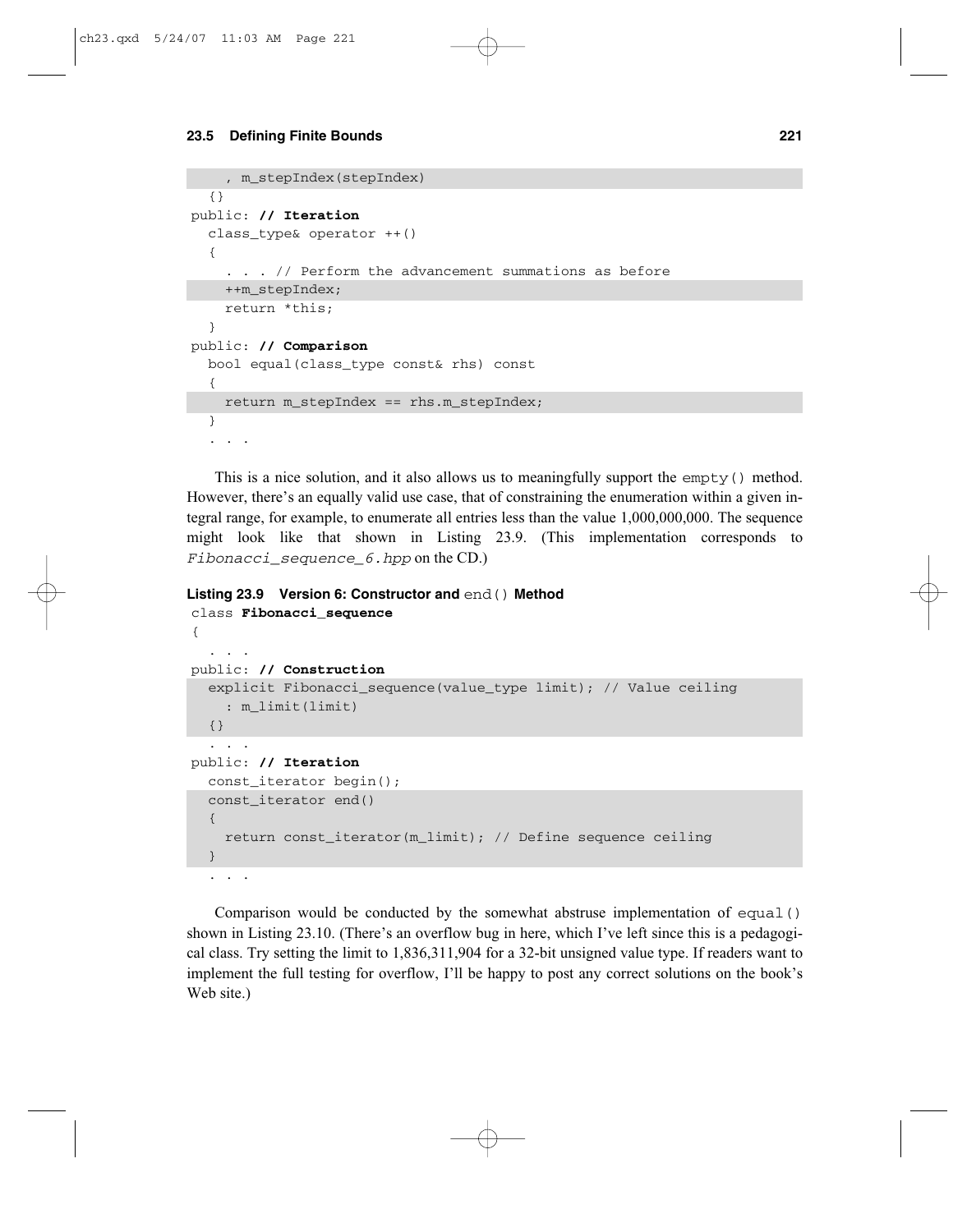```
    , m_stepIndex(stepIndex)
  {}
public: // Iteration
  class_type& operator ++()
  {
    . . . // Perform the advancement summations as before
    ++m_stepIndex;
    return *this;
  }
public: // Comparison
  bool equal(class_type const& rhs) const
  {
    return m_stepIndex == rhs.m_stepIndex;
  }
  . . .
```

This is a nice solution, and it also allows us to meaningfully support the `empty()` method. However, there's an equally valid use case, that of constraining the enumeration within a given integral range, for example, to enumerate all entries less than the value 1,000,000,000. The sequence might look like that shown in Listing 23.9. (This implementation corresponds to *Fibonacci_sequence_6.hpp* on the CD.)

**Listing 23.9 Version 6: Constructor and `end()` Method**

```
class Fibonacci_sequence
{
  . . .
public: // Construction
  explicit Fibonacci_sequence(value_type limit); // Value ceiling
    : m_limit(limit)
  {}
  . . .
public: // Iteration
  const_iterator begin();
  const_iterator end()
  {
    return const_iterator(m_limit); // Define sequence ceiling
  }
  . . .
```

Comparison would be conducted by the somewhat abstruse implementation of `equal()` shown in Listing 23.10. (There's an overflow bug in here, which I've left since this is a pedagogical class. Try setting the limit to 1,836,311,904 for a 32-bit unsigned value type. If readers want to implement the full testing for overflow, I'll be happy to post any correct solutions on the book's Web site.)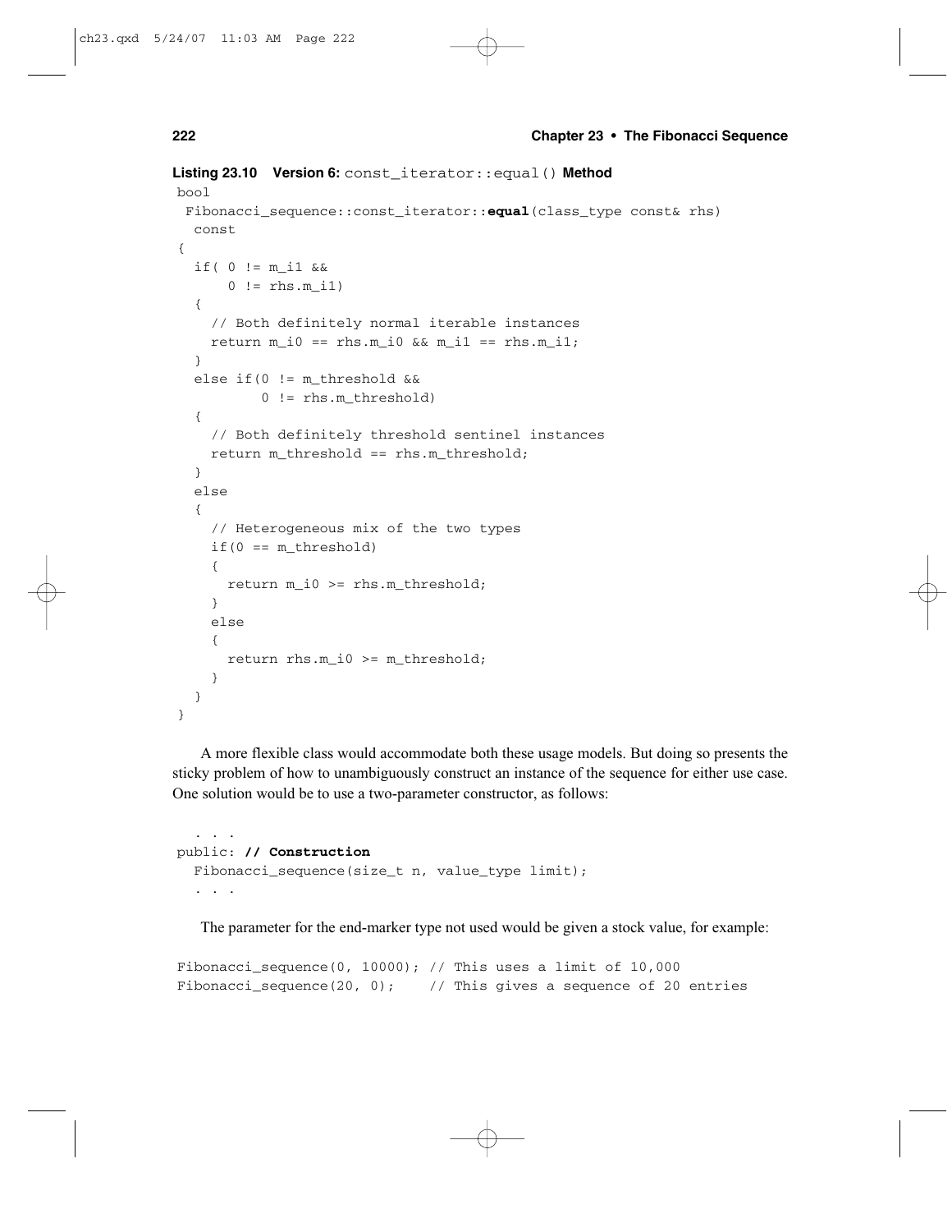**Listing 23.10 Version 6:** `const_iterator::equal()` **Method**

```
bool
 Fibonacci_sequence::const_iterator::equal(class_type const& rhs)
  const
{
  if( 0 != m_i1 &&
      0 != rhs.m_i1)
  {
    // Both definitely normal iterable instances
    return m_i0 == rhs.m_i0 && m_i1 == rhs.m_i1;
  }
  else if(0 != m_threshold &&
          0 != rhs.m_threshold)
  {
    // Both definitely threshold sentinel instances
    return m_threshold == rhs.m_threshold;
  }
  else
  {
    // Heterogeneous mix of the two types
    if(0 == m_threshold)
    {
      return m_i0 >= rhs.m_threshold;
    }
    else
    {
      return rhs.m_i0 >= m_threshold;
    }
  }
}
```

A more flexible class would accommodate both these usage models. But doing so presents the sticky problem of how to unambiguously construct an instance of the sequence for either use case. One solution would be to use a two-parameter constructor, as follows:

```
  . . .
public: // Construction
  Fibonacci_sequence(size_t n, value_type limit);
  . . .
```

The parameter for the end-marker type not used would be given a stock value, for example:

```
Fibonacci_sequence(0, 10000); // This uses a limit of 10,000
Fibonacci_sequence(20, 0);    // This gives a sequence of 20 entries
```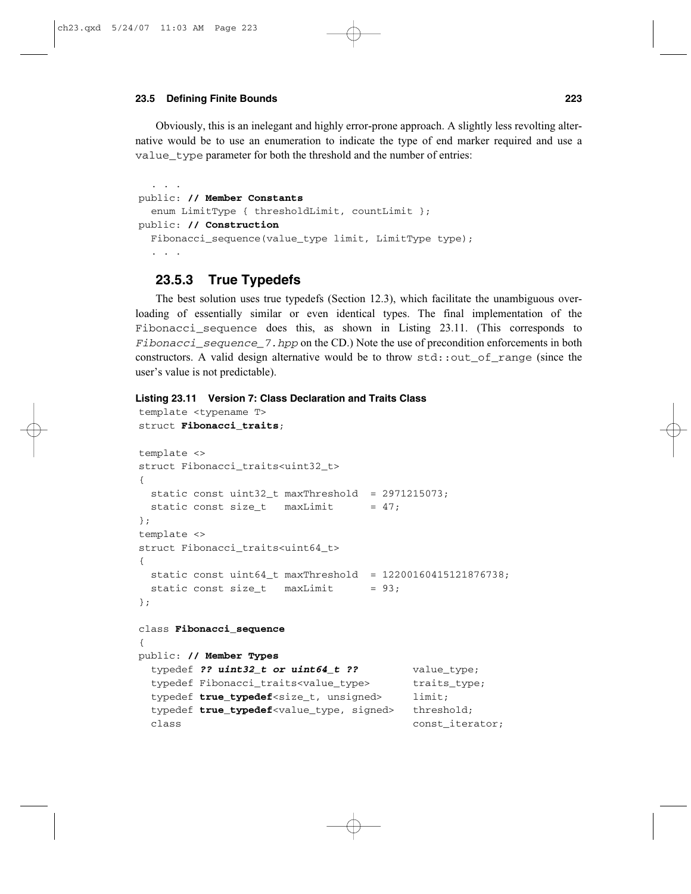Obviously, this is an inelegant and highly error-prone approach. A slightly less revolting alternative would be to use an enumeration to indicate the type of end marker required and use a `value_type` parameter for both the threshold and the number of entries:

```
  . . .
public: // Member Constants
  enum LimitType { thresholdLimit, countLimit };
public: // Construction
  Fibonacci_sequence(value_type limit, LimitType type);
  . . .
```

### 23.5.3 True Typedefs

The best solution uses true typedefs (Section 12.3), which facilitate the unambiguous overloading of essentially similar or even identical types. The final implementation of the `Fibonacci_sequence` does this, as shown in Listing 23.11. (This corresponds to *Fibonacci_sequence_7.hpp* on the CD.) Note the use of precondition enforcements in both constructors. A valid design alternative would be to throw `std::out_of_range` (since the user's value is not predictable).

**Listing 23.11 Version 7: Class Declaration and Traits Class**

```
template <typename T>
struct Fibonacci_traits;

template <>
struct Fibonacci_traits<uint32_t>
{
  static const uint32_t maxThreshold  = 2971215073;
  static const size_t   maxLimit      = 47;
};
template <>
struct Fibonacci_traits<uint64_t>
{
  static const uint64_t maxThreshold  = 12200160415121876738;
  static const size_t   maxLimit      = 93;
};

class Fibonacci_sequence
{
public: // Member Types
  typedef ?? uint32_t or uint64_t ??          value_type;
  typedef Fibonacci_traits<value_type>        traits_type;
  typedef true_typedef<size_t, unsigned>      limit;
  typedef true_typedef<value_type, signed>    threshold;
  class                                       const_iterator;
```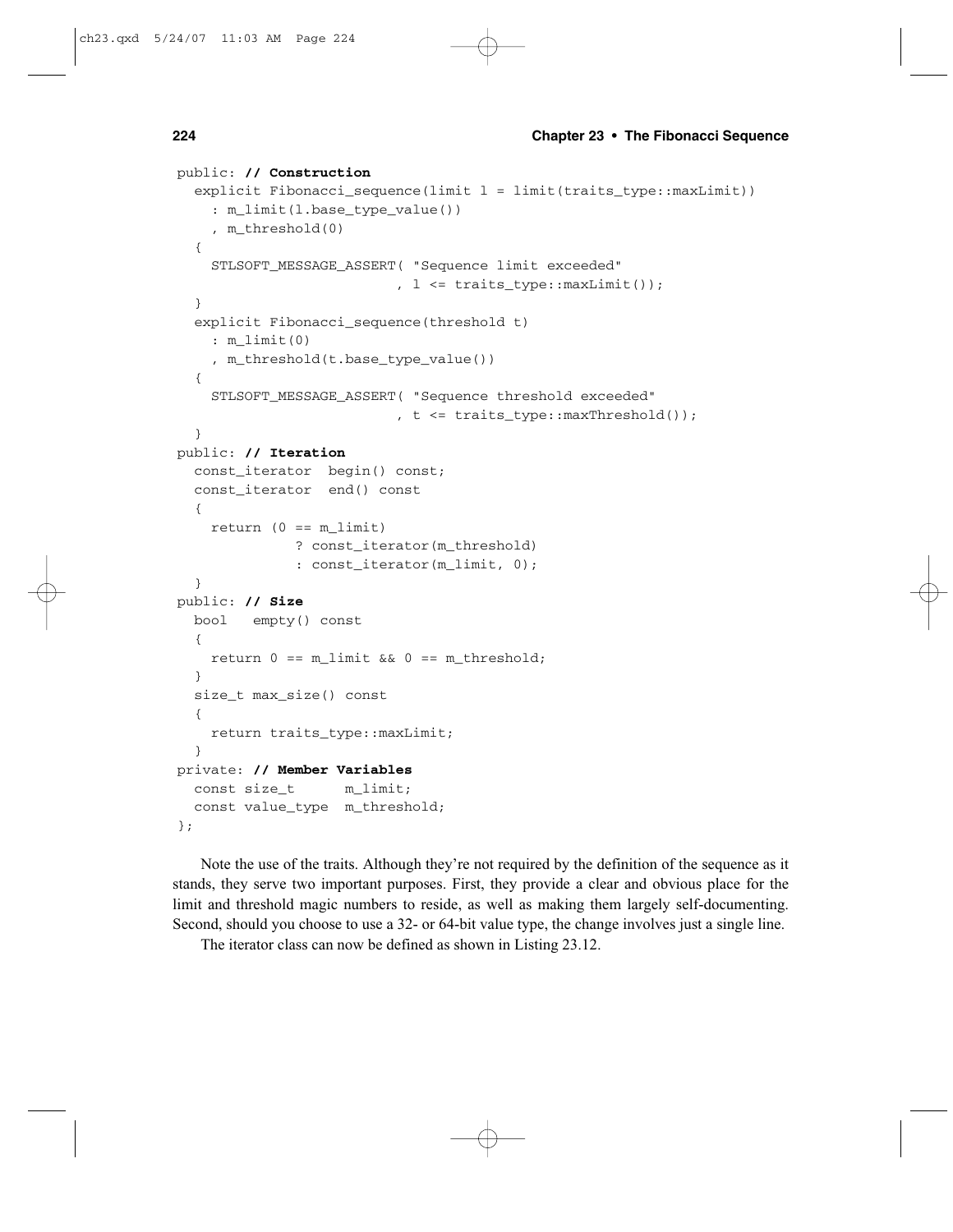```
public: // Construction
  explicit Fibonacci_sequence(limit l = limit(traits_type::maxLimit))
    : m_limit(l.base_type_value())
    , m_threshold(0)
  {
    STLSOFT_MESSAGE_ASSERT( "Sequence limit exceeded"
                          , l <= traits_type::maxLimit());
  }
  explicit Fibonacci_sequence(threshold t)
    : m_limit(0)
    , m_threshold(t.base_type_value())
  {
    STLSOFT_MESSAGE_ASSERT( "Sequence threshold exceeded"
                          , t <= traits_type::maxThreshold());
  }
public: // Iteration
  const_iterator  begin() const;
  const_iterator  end() const
  {
    return (0 == m_limit)
            ? const_iterator(m_threshold)
            : const_iterator(m_limit, 0);
  }
public: // Size
  bool   empty() const
  {
    return 0 == m_limit && 0 == m_threshold;
  }
  size_t max_size() const
  {
    return traits_type::maxLimit;
  }
private: // Member Variables
  const size_t      m_limit;
  const value_type  m_threshold;
};
```

Note the use of the traits. Although they're not required by the definition of the sequence as it stands, they serve two important purposes. First, they provide a clear and obvious place for the limit and threshold magic numbers to reside, as well as making them largely self-documenting. Second, should you choose to use a 32- or 64-bit value type, the change involves just a single line.

The iterator class can now be defined as shown in Listing 23.12.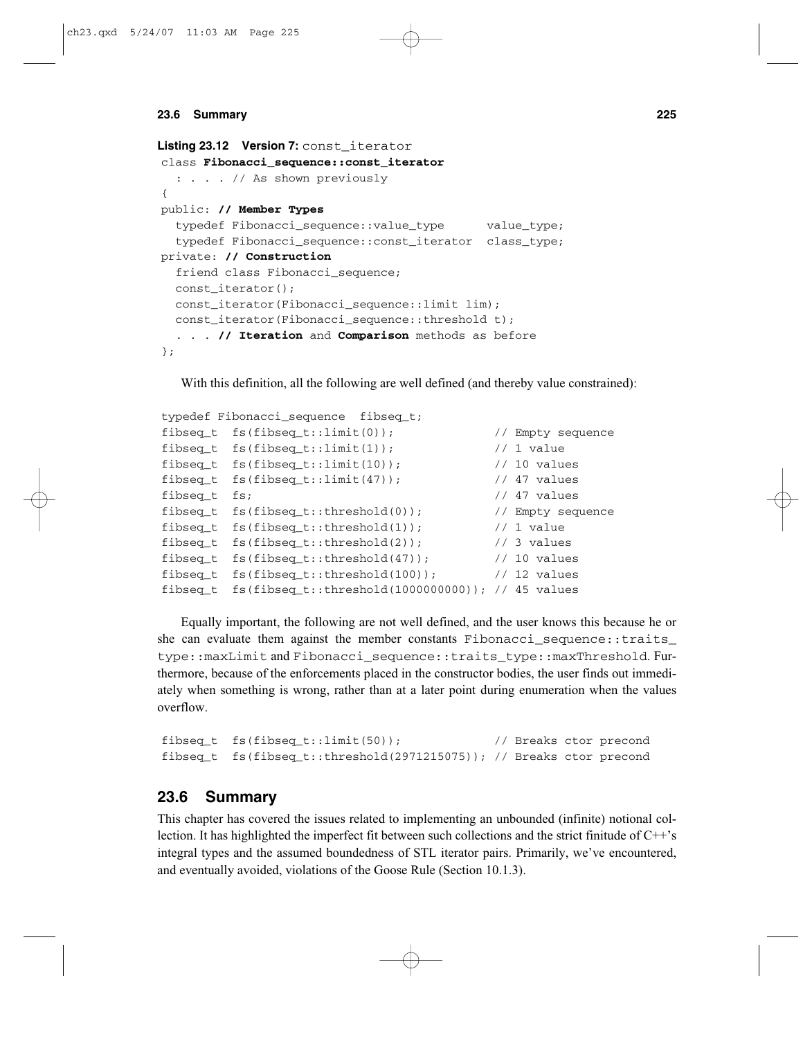**Listing 23.12 Version 7:** `const_iterator`

```
class Fibonacci_sequence::const_iterator
  : . . . // As shown previously
{
public: // Member Types
  typedef Fibonacci_sequence::value_type      value_type;
  typedef Fibonacci_sequence::const_iterator  class_type;
private: // Construction
  friend class Fibonacci_sequence;
  const_iterator();
  const_iterator(Fibonacci_sequence::limit lim);
  const_iterator(Fibonacci_sequence::threshold t);
  . . . // Iteration and Comparison methods as before
};
```

With this definition, all the following are well defined (and thereby value constrained):

```
typedef Fibonacci_sequence  fibseq_t;
fibseq_t  fs(fibseq_t::limit(0));              // Empty sequence
fibseq_t  fs(fibseq_t::limit(1));              // 1 value
fibseq_t  fs(fibseq_t::limit(10));             // 10 values
fibseq_t  fs(fibseq_t::limit(47));             // 47 values
fibseq_t  fs;                                  // 47 values
fibseq_t  fs(fibseq_t::threshold(0));          // Empty sequence
fibseq_t  fs(fibseq_t::threshold(1));          // 1 value
fibseq_t  fs(fibseq_t::threshold(2));          // 3 values
fibseq_t  fs(fibseq_t::threshold(47));         // 10 values
fibseq_t  fs(fibseq_t::threshold(100));        // 12 values
fibseq_t  fs(fibseq_t::threshold(1000000000)); // 45 values
```

Equally important, the following are not well defined, and the user knows this because he or she can evaluate them against the member constants `Fibonacci_sequence::traits_type::maxLimit` and `Fibonacci_sequence::traits_type::maxThreshold`. Furthermore, because of the enforcements placed in the constructor bodies, the user finds out immediately when something is wrong, rather than at a later point during enumeration when the values overflow.

```
fibseq_t  fs(fibseq_t::limit(50));             // Breaks ctor precond
fibseq_t  fs(fibseq_t::threshold(2971215075)); // Breaks ctor precond
```

## 23.6 Summary

This chapter has covered the issues related to implementing an unbounded (infinite) notional collection. It has highlighted the imperfect fit between such collections and the strict finitude of C++'s integral types and the assumed boundedness of STL iterator pairs. Primarily, we've encountered, and eventually avoided, violations of the Goose Rule (Section 10.1.3).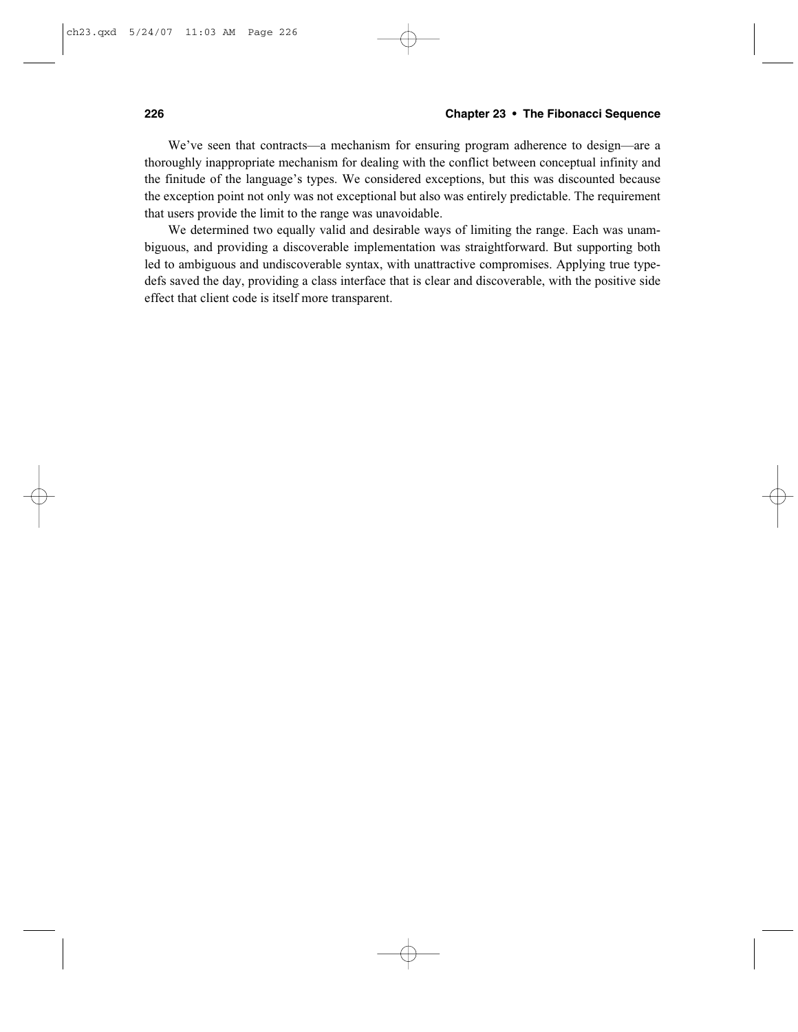We've seen that contracts—a mechanism for ensuring program adherence to design—are a thoroughly inappropriate mechanism for dealing with the conflict between conceptual infinity and the finitude of the language's types. We considered exceptions, but this was discounted because the exception point not only was not exceptional but also was entirely predictable. The requirement that users provide the limit to the range was unavoidable.

We determined two equally valid and desirable ways of limiting the range. Each was unambiguous, and providing a discoverable implementation was straightforward. But supporting both led to ambiguous and undiscoverable syntax, with unattractive compromises. Applying true typedefs saved the day, providing a class interface that is clear and discoverable, with the positive side effect that client code is itself more transparent.